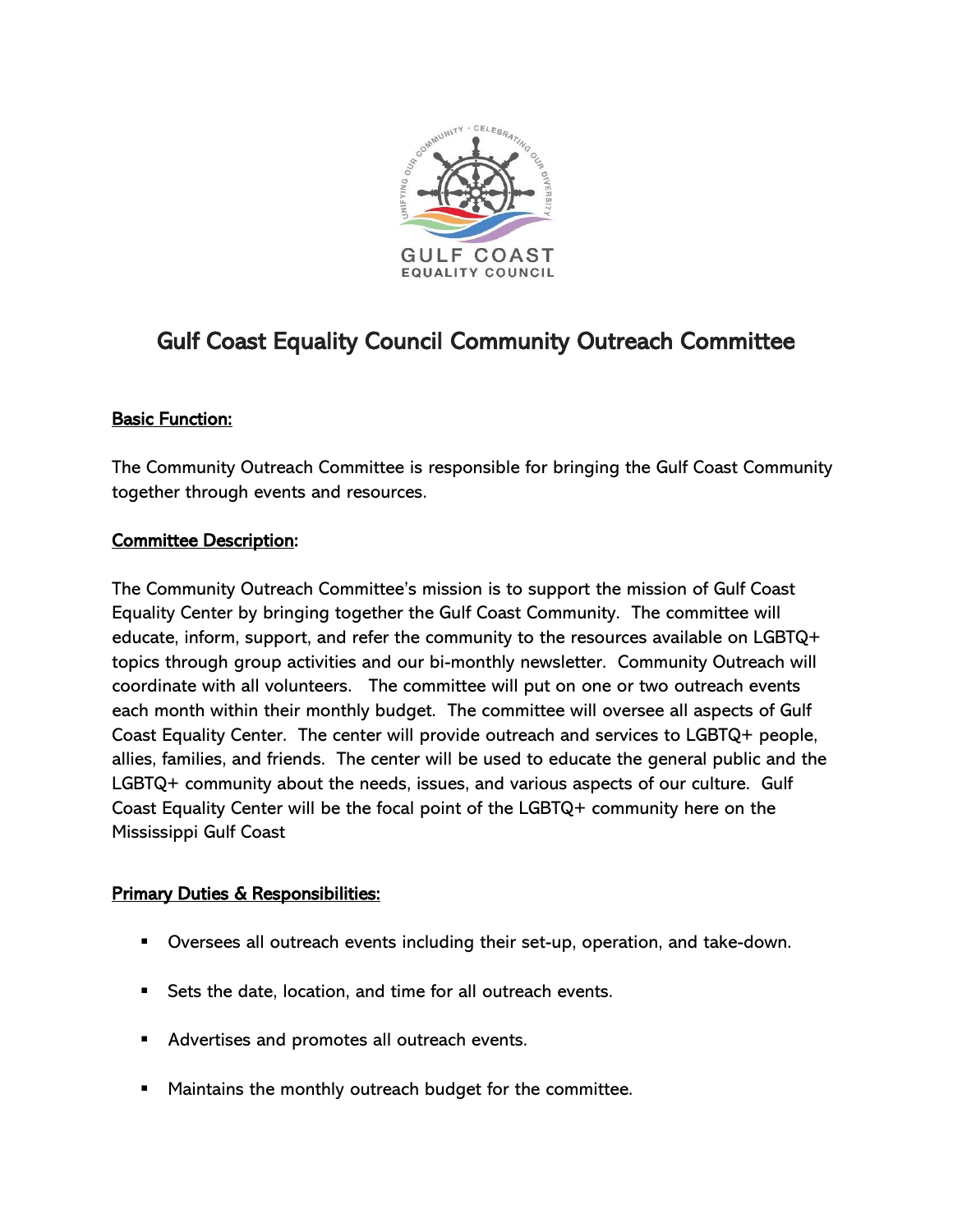# Gulf Coast Equality Council Community Outreach Committee

**Basic Function:**

The Community Outreach Committee is responsible for bringing the Gulf Coast Community together through events and resources.

**Committee Description:**

The Community Outreach Committee's mission is to support the mission of Gulf Coast Equality Center by bringing together the Gulf Coast Community. The committee will educate, inform, support, and refer the community to the resources available on LGBTQ+ topics through group activities and our bi-monthly newsletter. Community Outreach will coordinate with all volunteers. The committee will put on one or two outreach events each month within their monthly budget. The committee will oversee all aspects of Gulf Coast Equality Center. The center will provide outreach and services to LGBTQ+ people, allies, families, and friends. The center will be used to educate the general public and the LGBTQ+ community about the needs, issues, and various aspects of our culture. Gulf Coast Equality Center will be the focal point of the LGBTQ+ community here on the Mississippi Gulf Coast

**Primary Duties & Responsibilities:**

- Oversees all outreach events including their set-up, operation, and take-down.
- Sets the date, location, and time for all outreach events.
- Advertises and promotes all outreach events.
- Maintains the monthly outreach budget for the committee.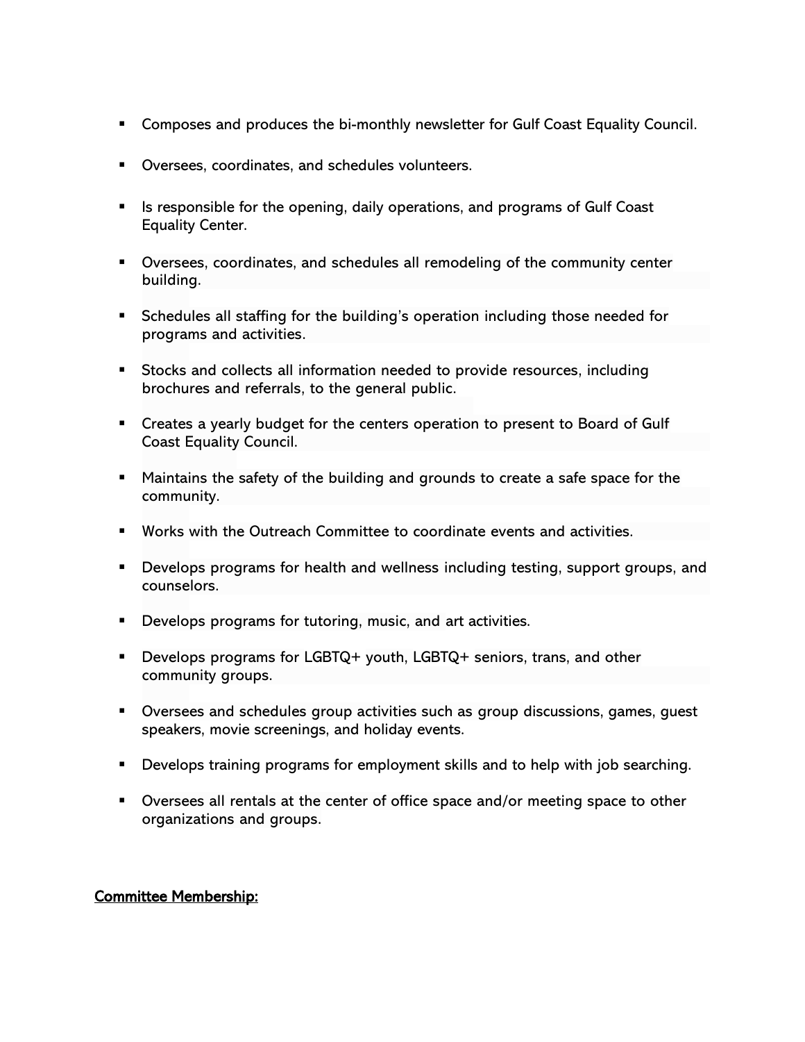- Composes and produces the bi-monthly newsletter for Gulf Coast Equality Council.
- Oversees, coordinates, and schedules volunteers.
- Is responsible for the opening, daily operations, and programs of Gulf Coast Equality Center.
- Oversees, coordinates, and schedules all remodeling of the community center building.
- Schedules all staffing for the building's operation including those needed for programs and activities.
- Stocks and collects all information needed to provide resources, including brochures and referrals, to the general public.
- Creates a yearly budget for the centers operation to present to Board of Gulf Coast Equality Council.
- Maintains the safety of the building and grounds to create a safe space for the community.
- Works with the Outreach Committee to coordinate events and activities.
- Develops programs for health and wellness including testing, support groups, and counselors.
- Develops programs for tutoring, music, and art activities.
- Develops programs for LGBTQ+ youth, LGBTQ+ seniors, trans, and other community groups.
- Oversees and schedules group activities such as group discussions, games, guest speakers, movie screenings, and holiday events.
- Develops training programs for employment skills and to help with job searching.
- Oversees all rentals at the center of office space and/or meeting space to other organizations and groups.

**Committee Membership:**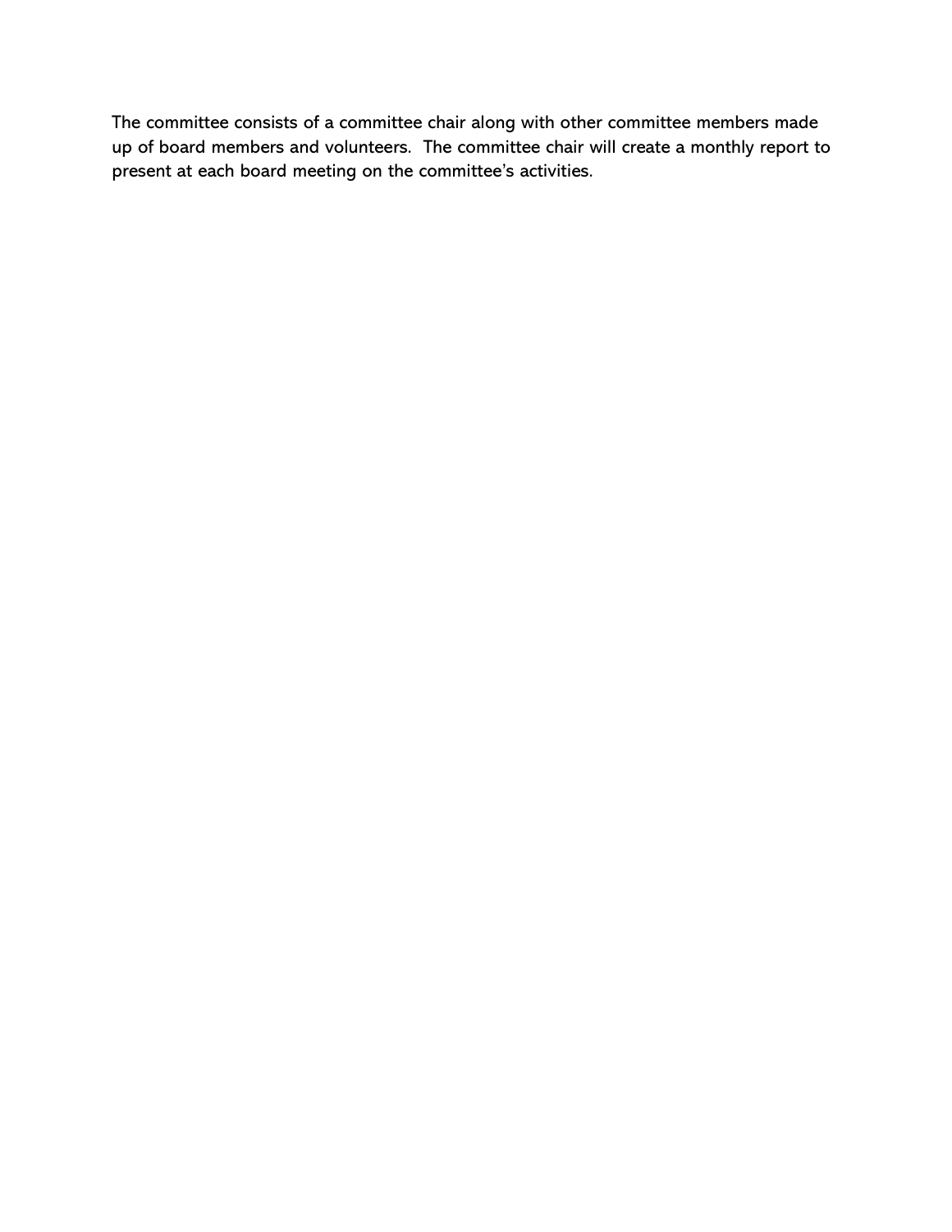The committee consists of a committee chair along with other committee members made up of board members and volunteers.  The committee chair will create a monthly report to present at each board meeting on the committee's activities.